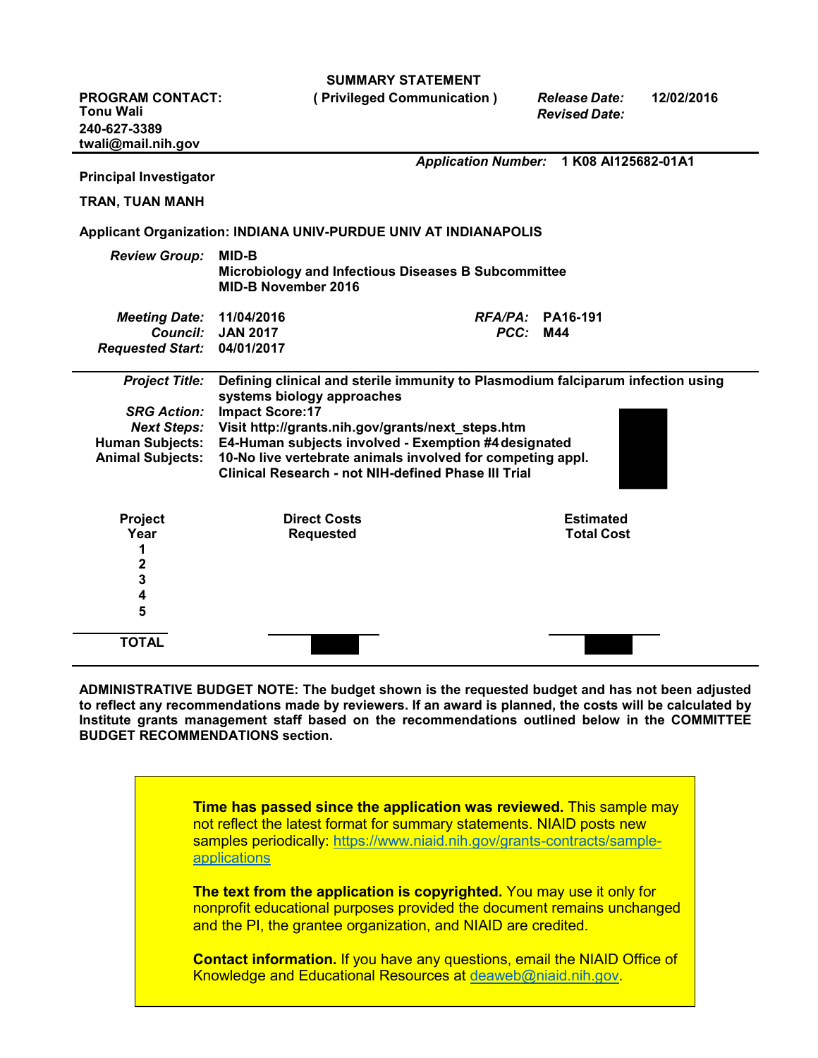# SUMMARY STATEMENT

**( Privileged Communication )**

**PROGRAM CONTACT:**
**Tonu Wali**
**240-627-3389**
**twali@mail.nih.gov**

*Release Date:* **12/02/2016**
*Revised Date:*

*Application Number:* **1 K08 AI125682-01A1**

**Principal Investigator**

**TRAN, TUAN MANH**

**Applicant Organization: INDIANA UNIV-PURDUE UNIV AT INDIANAPOLIS**

*Review Group:* **MID-B**
**Microbiology and Infectious Diseases B Subcommittee**
**MID-B November 2016**

*Meeting Date:* **11/04/2016**
*Council:* **JAN 2017**
*Requested Start:* **04/01/2017**
*RFA/PA:* **PA16-191**
*PCC:* **M44**

*Project Title:* **Defining clinical and sterile immunity to Plasmodium falciparum infection using systems biology approaches**
*SRG Action:* **Impact Score:17**
*Next Steps:* **Visit http://grants.nih.gov/grants/next_steps.htm**
*Human Subjects:* **E4-Human subjects involved - Exemption #4 designated**
*Animal Subjects:* **10-No live vertebrate animals involved for competing appl.**
**Clinical Research - not NIH-defined Phase III Trial**

| Project Year | Direct Costs Requested | Estimated Total Cost |
|---|---|---|
| 1 | | |
| 2 | | |
| 3 | | |
| 4 | | |
| 5 | | |
| **TOTAL** | | |

**ADMINISTRATIVE BUDGET NOTE: The budget shown is the requested budget and has not been adjusted to reflect any recommendations made by reviewers. If an award is planned, the costs will be calculated by Institute grants management staff based on the recommendations outlined below in the COMMITTEE BUDGET RECOMMENDATIONS section.**

**Time has passed since the application was reviewed.** This sample may not reflect the latest format for summary statements. NIAID posts new samples periodically: https://www.niaid.nih.gov/grants-contracts/sample-applications

**The text from the application is copyrighted.** You may use it only for nonprofit educational purposes provided the document remains unchanged and the PI, the grantee organization, and NIAID are credited.

**Contact information.** If you have any questions, email the NIAID Office of Knowledge and Educational Resources at deaweb@niaid.nih.gov.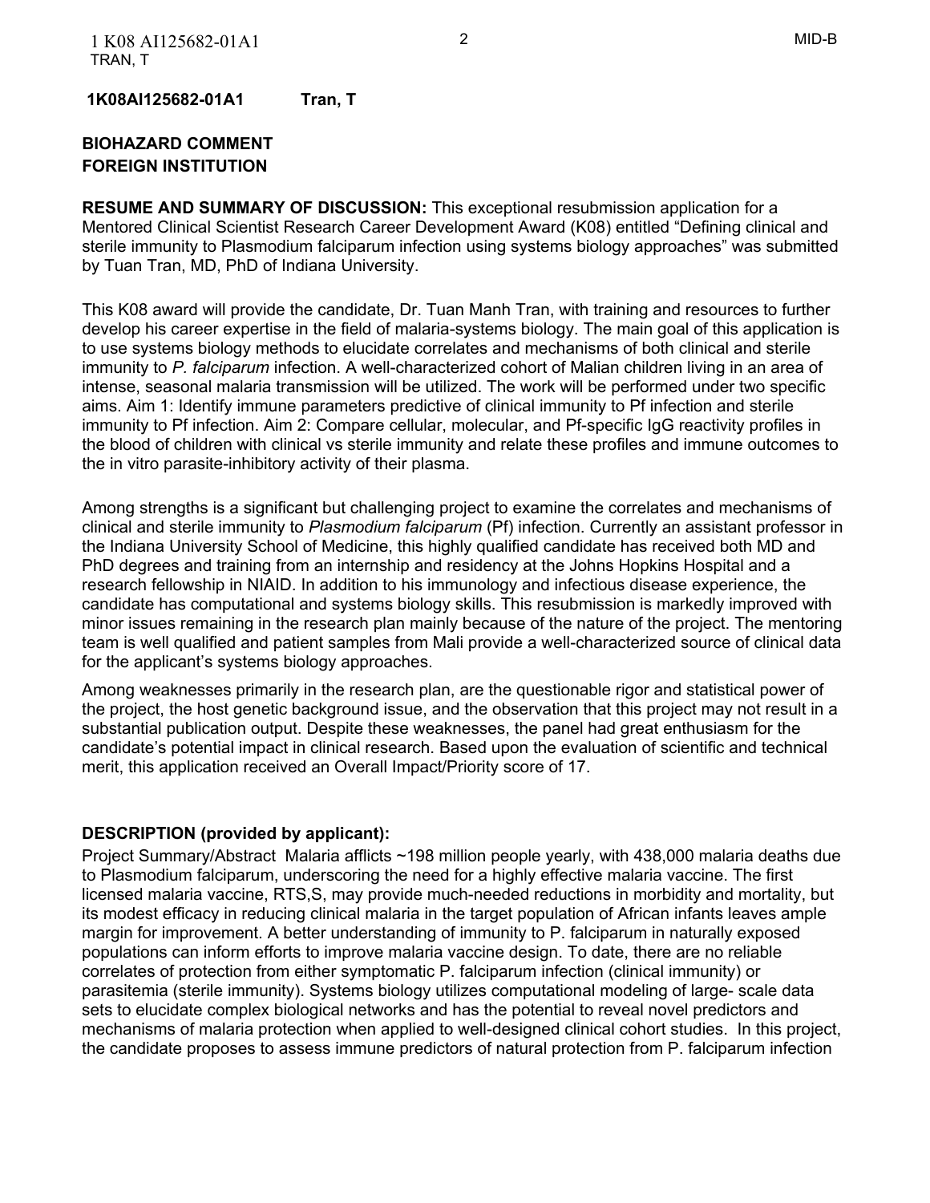**1K08AI125682-01A1 Tran, T**

**BIOHAZARD COMMENT**
**FOREIGN INSTITUTION**

**RESUME AND SUMMARY OF DISCUSSION:** This exceptional resubmission application for a Mentored Clinical Scientist Research Career Development Award (K08) entitled "Defining clinical and sterile immunity to Plasmodium falciparum infection using systems biology approaches" was submitted by Tuan Tran, MD, PhD of Indiana University.

This K08 award will provide the candidate, Dr. Tuan Manh Tran, with training and resources to further develop his career expertise in the field of malaria-systems biology. The main goal of this application is to use systems biology methods to elucidate correlates and mechanisms of both clinical and sterile immunity to *P. falciparum* infection. A well-characterized cohort of Malian children living in an area of intense, seasonal malaria transmission will be utilized. The work will be performed under two specific aims. Aim 1: Identify immune parameters predictive of clinical immunity to Pf infection and sterile immunity to Pf infection. Aim 2: Compare cellular, molecular, and Pf-specific IgG reactivity profiles in the blood of children with clinical vs sterile immunity and relate these profiles and immune outcomes to the in vitro parasite-inhibitory activity of their plasma.

Among strengths is a significant but challenging project to examine the correlates and mechanisms of clinical and sterile immunity to *Plasmodium falciparum* (Pf) infection. Currently an assistant professor in the Indiana University School of Medicine, this highly qualified candidate has received both MD and PhD degrees and training from an internship and residency at the Johns Hopkins Hospital and a research fellowship in NIAID. In addition to his immunology and infectious disease experience, the candidate has computational and systems biology skills. This resubmission is markedly improved with minor issues remaining in the research plan mainly because of the nature of the project. The mentoring team is well qualified and patient samples from Mali provide a well-characterized source of clinical data for the applicant's systems biology approaches.

Among weaknesses primarily in the research plan, are the questionable rigor and statistical power of the project, the host genetic background issue, and the observation that this project may not result in a substantial publication output. Despite these weaknesses, the panel had great enthusiasm for the candidate's potential impact in clinical research. Based upon the evaluation of scientific and technical merit, this application received an Overall Impact/Priority score of 17.

**DESCRIPTION (provided by applicant):**
Project Summary/Abstract Malaria afflicts ~198 million people yearly, with 438,000 malaria deaths due to Plasmodium falciparum, underscoring the need for a highly effective malaria vaccine. The first licensed malaria vaccine, RTS,S, may provide much-needed reductions in morbidity and mortality, but its modest efficacy in reducing clinical malaria in the target population of African infants leaves ample margin for improvement. A better understanding of immunity to P. falciparum in naturally exposed populations can inform efforts to improve malaria vaccine design. To date, there are no reliable correlates of protection from either symptomatic P. falciparum infection (clinical immunity) or parasitemia (sterile immunity). Systems biology utilizes computational modeling of large- scale data sets to elucidate complex biological networks and has the potential to reveal novel predictors and mechanisms of malaria protection when applied to well-designed clinical cohort studies. In this project, the candidate proposes to assess immune predictors of natural protection from P. falciparum infection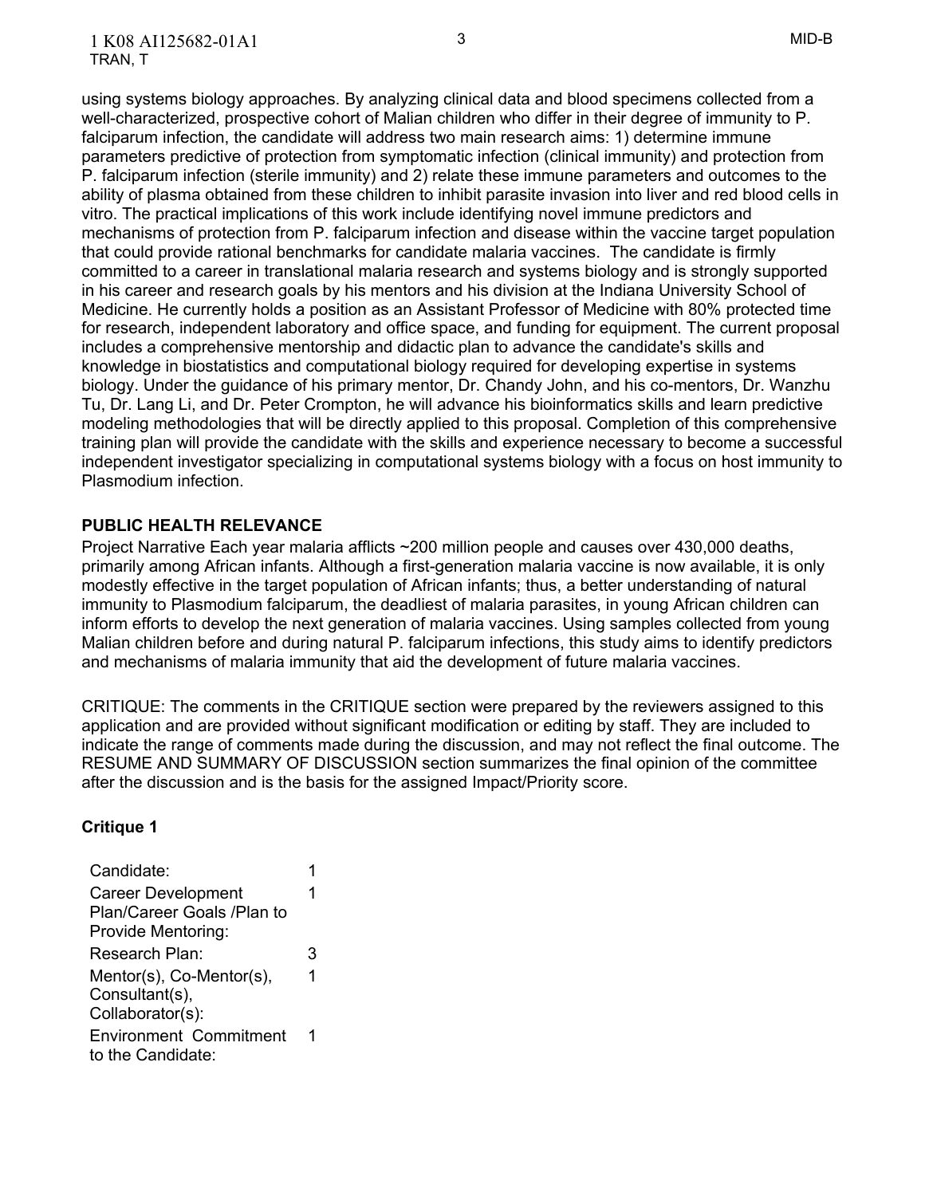using systems biology approaches. By analyzing clinical data and blood specimens collected from a well-characterized, prospective cohort of Malian children who differ in their degree of immunity to P. falciparum infection, the candidate will address two main research aims: 1) determine immune parameters predictive of protection from symptomatic infection (clinical immunity) and protection from P. falciparum infection (sterile immunity) and 2) relate these immune parameters and outcomes to the ability of plasma obtained from these children to inhibit parasite invasion into liver and red blood cells in vitro. The practical implications of this work include identifying novel immune predictors and mechanisms of protection from P. falciparum infection and disease within the vaccine target population that could provide rational benchmarks for candidate malaria vaccines. The candidate is firmly committed to a career in translational malaria research and systems biology and is strongly supported in his career and research goals by his mentors and his division at the Indiana University School of Medicine. He currently holds a position as an Assistant Professor of Medicine with 80% protected time for research, independent laboratory and office space, and funding for equipment. The current proposal includes a comprehensive mentorship and didactic plan to advance the candidate's skills and knowledge in biostatistics and computational biology required for developing expertise in systems biology. Under the guidance of his primary mentor, Dr. Chandy John, and his co-mentors, Dr. Wanzhu Tu, Dr. Lang Li, and Dr. Peter Crompton, he will advance his bioinformatics skills and learn predictive modeling methodologies that will be directly applied to this proposal. Completion of this comprehensive training plan will provide the candidate with the skills and experience necessary to become a successful independent investigator specializing in computational systems biology with a focus on host immunity to Plasmodium infection.

**PUBLIC HEALTH RELEVANCE**

Project Narrative Each year malaria afflicts ~200 million people and causes over 430,000 deaths, primarily among African infants. Although a first-generation malaria vaccine is now available, it is only modestly effective in the target population of African infants; thus, a better understanding of natural immunity to Plasmodium falciparum, the deadliest of malaria parasites, in young African children can inform efforts to develop the next generation of malaria vaccines. Using samples collected from young Malian children before and during natural P. falciparum infections, this study aims to identify predictors and mechanisms of malaria immunity that aid the development of future malaria vaccines.

CRITIQUE: The comments in the CRITIQUE section were prepared by the reviewers assigned to this application and are provided without significant modification or editing by staff. They are included to indicate the range of comments made during the discussion, and may not reflect the final outcome. The RESUME AND SUMMARY OF DISCUSSION section summarizes the final opinion of the committee after the discussion and is the basis for the assigned Impact/Priority score.

**Critique 1**

| | |
|---|---|
| Candidate: | 1 |
| Career Development Plan/Career Goals /Plan to Provide Mentoring: | 1 |
| Research Plan: | 3 |
| Mentor(s), Co-Mentor(s), Consultant(s), Collaborator(s): | 1 |
| Environment Commitment to the Candidate: | 1 |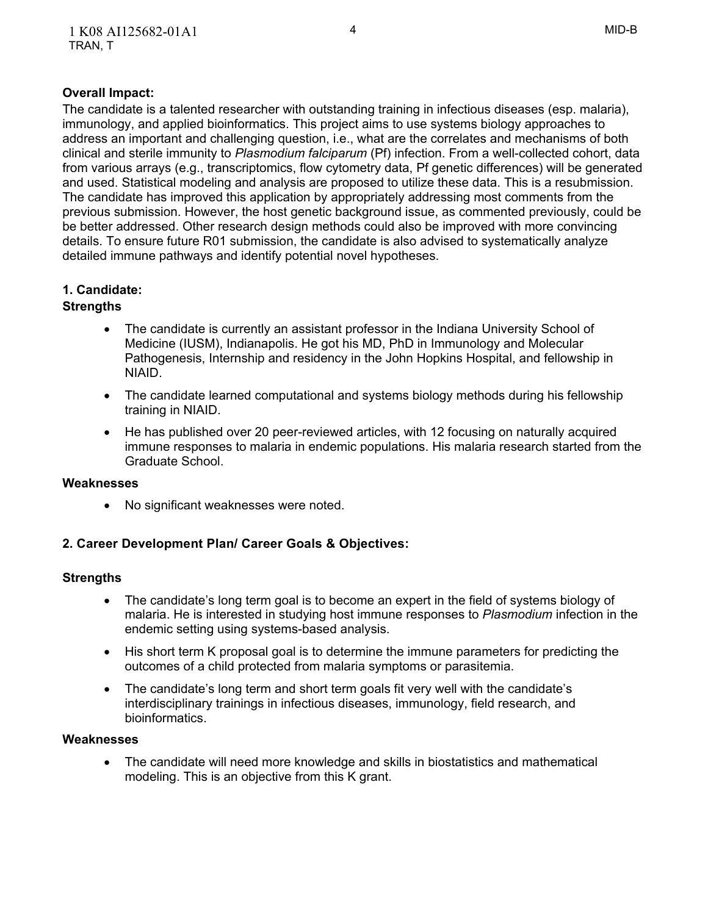**Overall Impact:**

The candidate is a talented researcher with outstanding training in infectious diseases (esp. malaria), immunology, and applied bioinformatics. This project aims to use systems biology approaches to address an important and challenging question, i.e., what are the correlates and mechanisms of both clinical and sterile immunity to *Plasmodium falciparum* (Pf) infection. From a well-collected cohort, data from various arrays (e.g., transcriptomics, flow cytometry data, Pf genetic differences) will be generated and used. Statistical modeling and analysis are proposed to utilize these data. This is a resubmission. The candidate has improved this application by appropriately addressing most comments from the previous submission. However, the host genetic background issue, as commented previously, could be better addressed. Other research design methods could also be improved with more convincing details. To ensure future R01 submission, the candidate is also advised to systematically analyze detailed immune pathways and identify potential novel hypotheses.

**1. Candidate:**

**Strengths**

- The candidate is currently an assistant professor in the Indiana University School of Medicine (IUSM), Indianapolis. He got his MD, PhD in Immunology and Molecular Pathogenesis, Internship and residency in the John Hopkins Hospital, and fellowship in NIAID.
- The candidate learned computational and systems biology methods during his fellowship training in NIAID.
- He has published over 20 peer-reviewed articles, with 12 focusing on naturally acquired immune responses to malaria in endemic populations. His malaria research started from the Graduate School.

**Weaknesses**

- No significant weaknesses were noted.

**2. Career Development Plan/ Career Goals & Objectives:**

**Strengths**

- The candidate's long term goal is to become an expert in the field of systems biology of malaria. He is interested in studying host immune responses to *Plasmodium* infection in the endemic setting using systems-based analysis.
- His short term K proposal goal is to determine the immune parameters for predicting the outcomes of a child protected from malaria symptoms or parasitemia.
- The candidate's long term and short term goals fit very well with the candidate's interdisciplinary trainings in infectious diseases, immunology, field research, and bioinformatics.

**Weaknesses**

- The candidate will need more knowledge and skills in biostatistics and mathematical modeling. This is an objective from this K grant.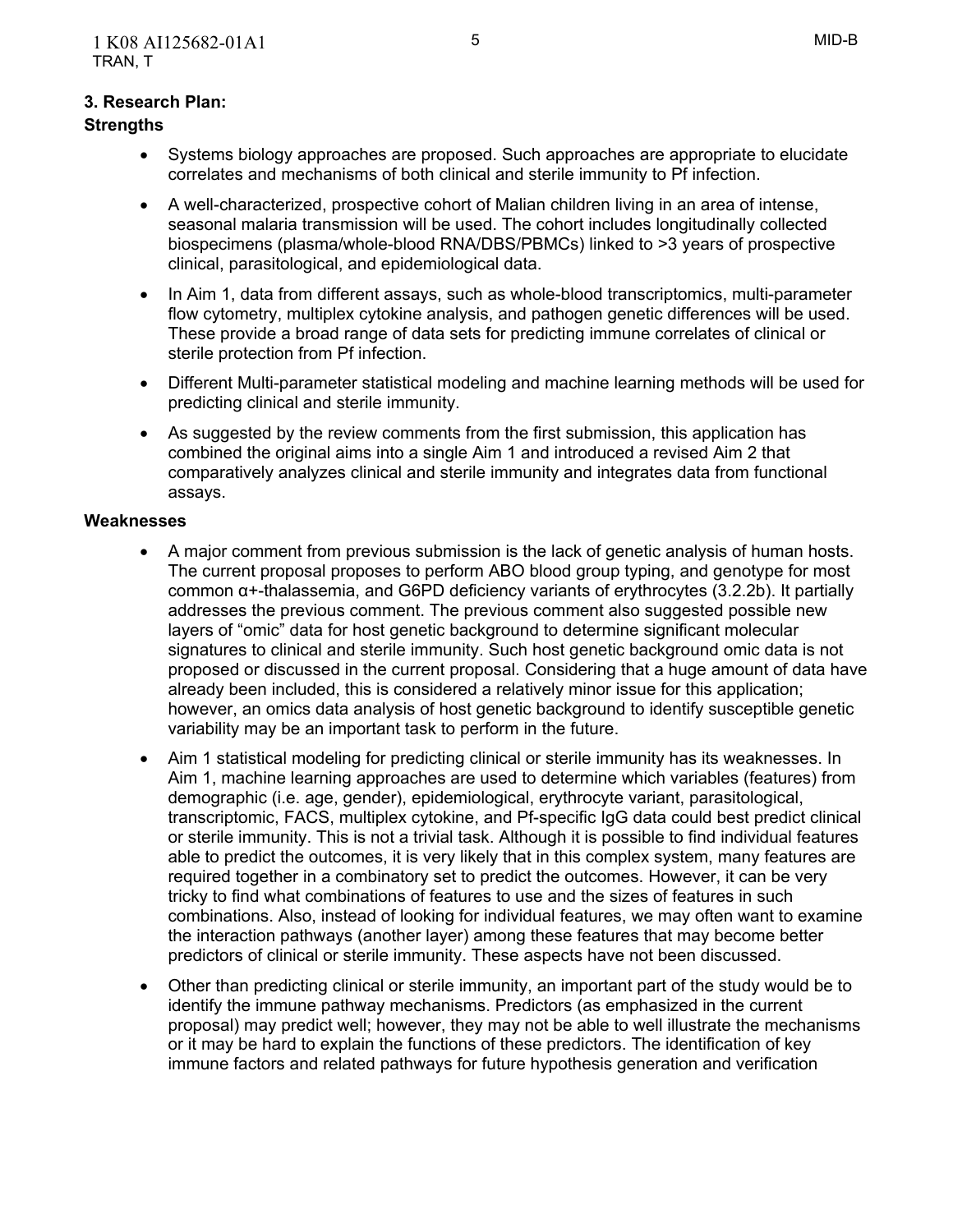### 3. Research Plan:

**Strengths**

- Systems biology approaches are proposed. Such approaches are appropriate to elucidate correlates and mechanisms of both clinical and sterile immunity to Pf infection.
- A well-characterized, prospective cohort of Malian children living in an area of intense, seasonal malaria transmission will be used. The cohort includes longitudinally collected biospecimens (plasma/whole-blood RNA/DBS/PBMCs) linked to >3 years of prospective clinical, parasitological, and epidemiological data.
- In Aim 1, data from different assays, such as whole-blood transcriptomics, multi-parameter flow cytometry, multiplex cytokine analysis, and pathogen genetic differences will be used. These provide a broad range of data sets for predicting immune correlates of clinical or sterile protection from Pf infection.
- Different Multi-parameter statistical modeling and machine learning methods will be used for predicting clinical and sterile immunity.
- As suggested by the review comments from the first submission, this application has combined the original aims into a single Aim 1 and introduced a revised Aim 2 that comparatively analyzes clinical and sterile immunity and integrates data from functional assays.

**Weaknesses**

- A major comment from previous submission is the lack of genetic analysis of human hosts. The current proposal proposes to perform ABO blood group typing, and genotype for most common α+-thalassemia, and G6PD deficiency variants of erythrocytes (3.2.2b). It partially addresses the previous comment. The previous comment also suggested possible new layers of "omic" data for host genetic background to determine significant molecular signatures to clinical and sterile immunity. Such host genetic background omic data is not proposed or discussed in the current proposal. Considering that a huge amount of data have already been included, this is considered a relatively minor issue for this application; however, an omics data analysis of host genetic background to identify susceptible genetic variability may be an important task to perform in the future.
- Aim 1 statistical modeling for predicting clinical or sterile immunity has its weaknesses. In Aim 1, machine learning approaches are used to determine which variables (features) from demographic (i.e. age, gender), epidemiological, erythrocyte variant, parasitological, transcriptomic, FACS, multiplex cytokine, and Pf-specific IgG data could best predict clinical or sterile immunity. This is not a trivial task. Although it is possible to find individual features able to predict the outcomes, it is very likely that in this complex system, many features are required together in a combinatory set to predict the outcomes. However, it can be very tricky to find what combinations of features to use and the sizes of features in such combinations. Also, instead of looking for individual features, we may often want to examine the interaction pathways (another layer) among these features that may become better predictors of clinical or sterile immunity. These aspects have not been discussed.
- Other than predicting clinical or sterile immunity, an important part of the study would be to identify the immune pathway mechanisms. Predictors (as emphasized in the current proposal) may predict well; however, they may not be able to well illustrate the mechanisms or it may be hard to explain the functions of these predictors. The identification of key immune factors and related pathways for future hypothesis generation and verification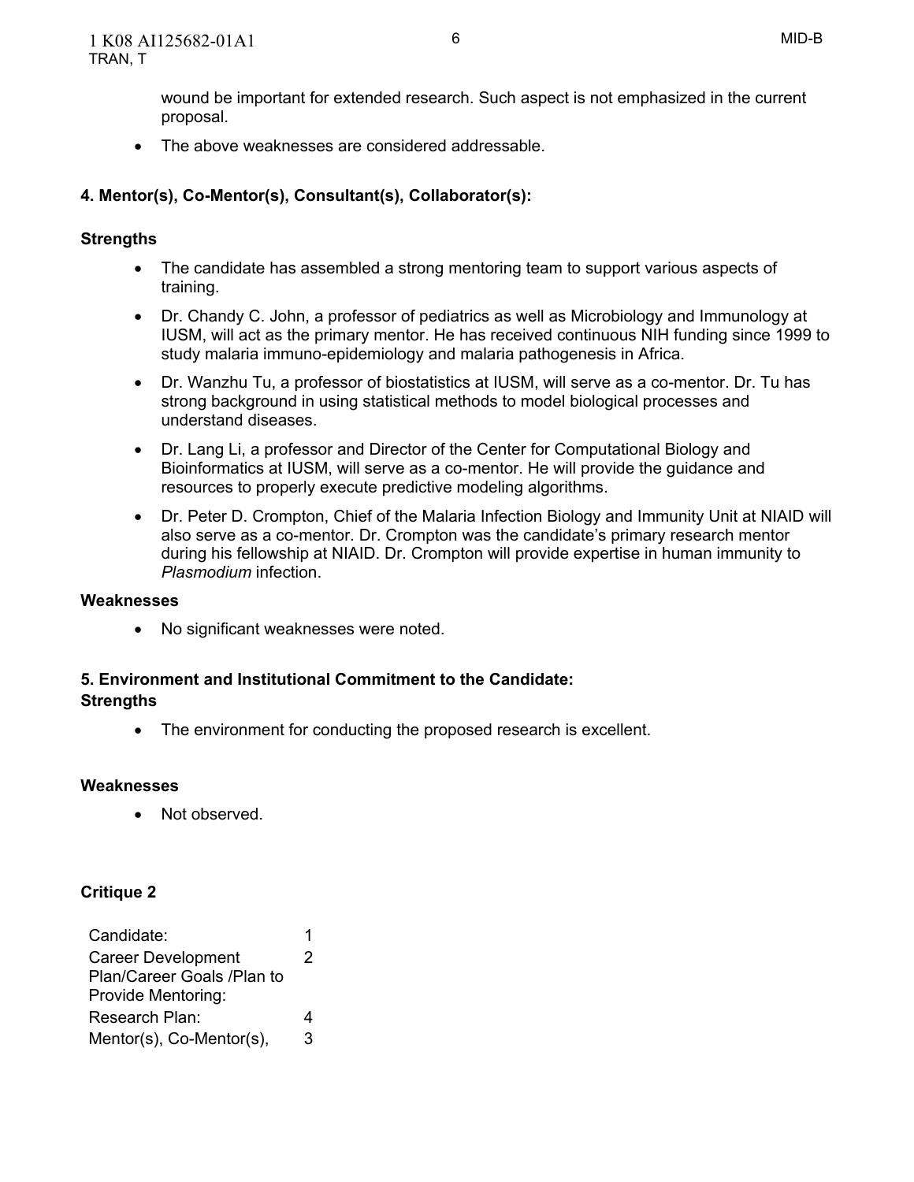wound be important for extended research. Such aspect is not emphasized in the current proposal.

- The above weaknesses are considered addressable.

**4. Mentor(s), Co-Mentor(s), Consultant(s), Collaborator(s):**

**Strengths**

- The candidate has assembled a strong mentoring team to support various aspects of training.
- Dr. Chandy C. John, a professor of pediatrics as well as Microbiology and Immunology at IUSM, will act as the primary mentor. He has received continuous NIH funding since 1999 to study malaria immuno-epidemiology and malaria pathogenesis in Africa.
- Dr. Wanzhu Tu, a professor of biostatistics at IUSM, will serve as a co-mentor. Dr. Tu has strong background in using statistical methods to model biological processes and understand diseases.
- Dr. Lang Li, a professor and Director of the Center for Computational Biology and Bioinformatics at IUSM, will serve as a co-mentor. He will provide the guidance and resources to properly execute predictive modeling algorithms.
- Dr. Peter D. Crompton, Chief of the Malaria Infection Biology and Immunity Unit at NIAID will also serve as a co-mentor. Dr. Crompton was the candidate's primary research mentor during his fellowship at NIAID. Dr. Crompton will provide expertise in human immunity to *Plasmodium* infection.

**Weaknesses**

- No significant weaknesses were noted.

**5. Environment and Institutional Commitment to the Candidate:**
**Strengths**

- The environment for conducting the proposed research is excellent.

**Weaknesses**

- Not observed.

**Critique 2**

| | |
|---|---|
| Candidate: | 1 |
| Career Development Plan/Career Goals /Plan to Provide Mentoring: | 2 |
| Research Plan: | 4 |
| Mentor(s), Co-Mentor(s), | 3 |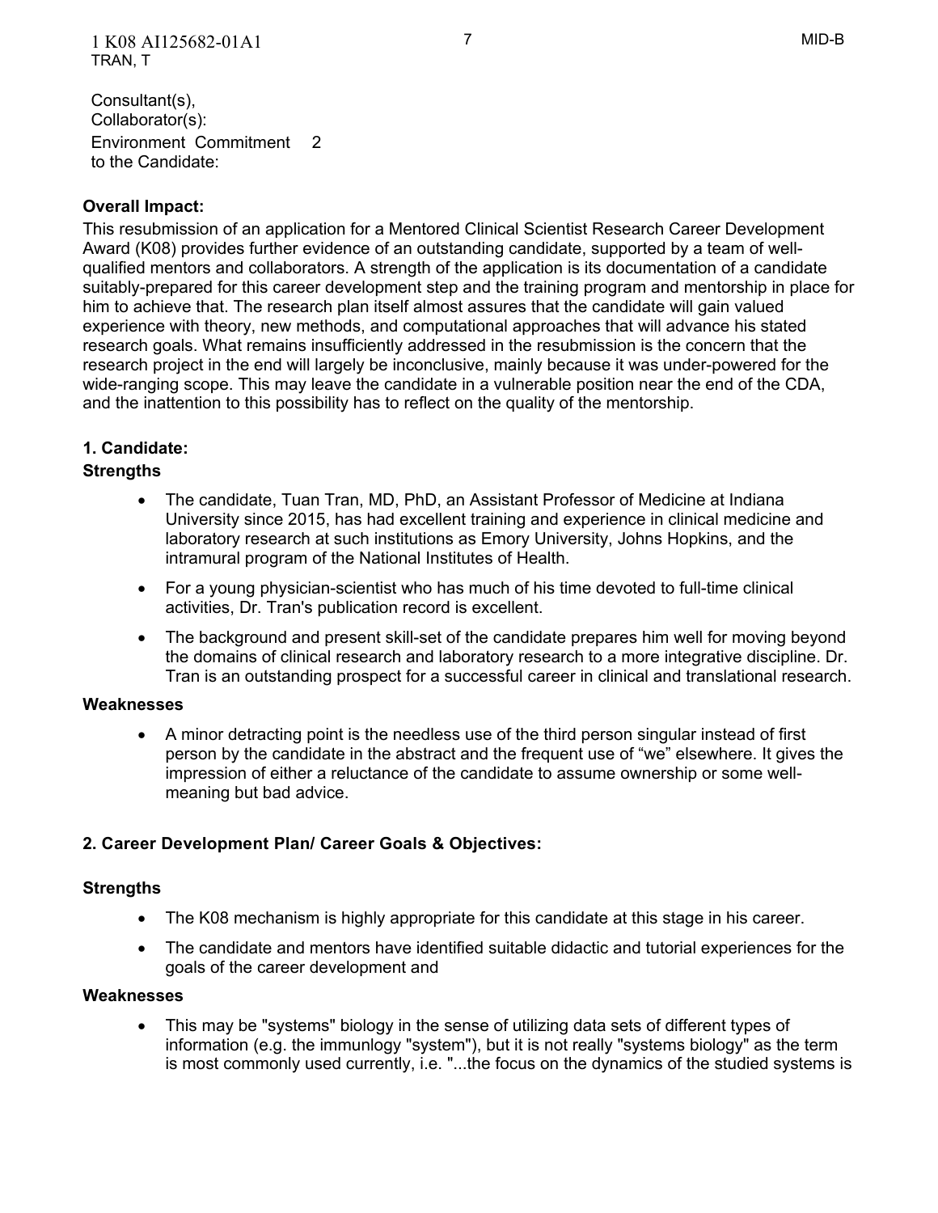Consultant(s), Collaborator(s):

Environment Commitment to the Candidate: 2

**Overall Impact:**

This resubmission of an application for a Mentored Clinical Scientist Research Career Development Award (K08) provides further evidence of an outstanding candidate, supported by a team of well-qualified mentors and collaborators. A strength of the application is its documentation of a candidate suitably-prepared for this career development step and the training program and mentorship in place for him to achieve that. The research plan itself almost assures that the candidate will gain valued experience with theory, new methods, and computational approaches that will advance his stated research goals. What remains insufficiently addressed in the resubmission is the concern that the research project in the end will largely be inconclusive, mainly because it was under-powered for the wide-ranging scope. This may leave the candidate in a vulnerable position near the end of the CDA, and the inattention to this possibility has to reflect on the quality of the mentorship.

**1. Candidate:**

**Strengths**

- The candidate, Tuan Tran, MD, PhD, an Assistant Professor of Medicine at Indiana University since 2015, has had excellent training and experience in clinical medicine and laboratory research at such institutions as Emory University, Johns Hopkins, and the intramural program of the National Institutes of Health.
- For a young physician-scientist who has much of his time devoted to full-time clinical activities, Dr. Tran's publication record is excellent.
- The background and present skill-set of the candidate prepares him well for moving beyond the domains of clinical research and laboratory research to a more integrative discipline. Dr. Tran is an outstanding prospect for a successful career in clinical and translational research.

**Weaknesses**

- A minor detracting point is the needless use of the third person singular instead of first person by the candidate in the abstract and the frequent use of "we" elsewhere. It gives the impression of either a reluctance of the candidate to assume ownership or some well-meaning but bad advice.

**2. Career Development Plan/ Career Goals & Objectives:**

**Strengths**

- The K08 mechanism is highly appropriate for this candidate at this stage in his career.
- The candidate and mentors have identified suitable didactic and tutorial experiences for the goals of the career development and

**Weaknesses**

- This may be "systems" biology in the sense of utilizing data sets of different types of information (e.g. the immunlogy "system"), but it is not really "systems biology" as the term is most commonly used currently, i.e. "...the focus on the dynamics of the studied systems is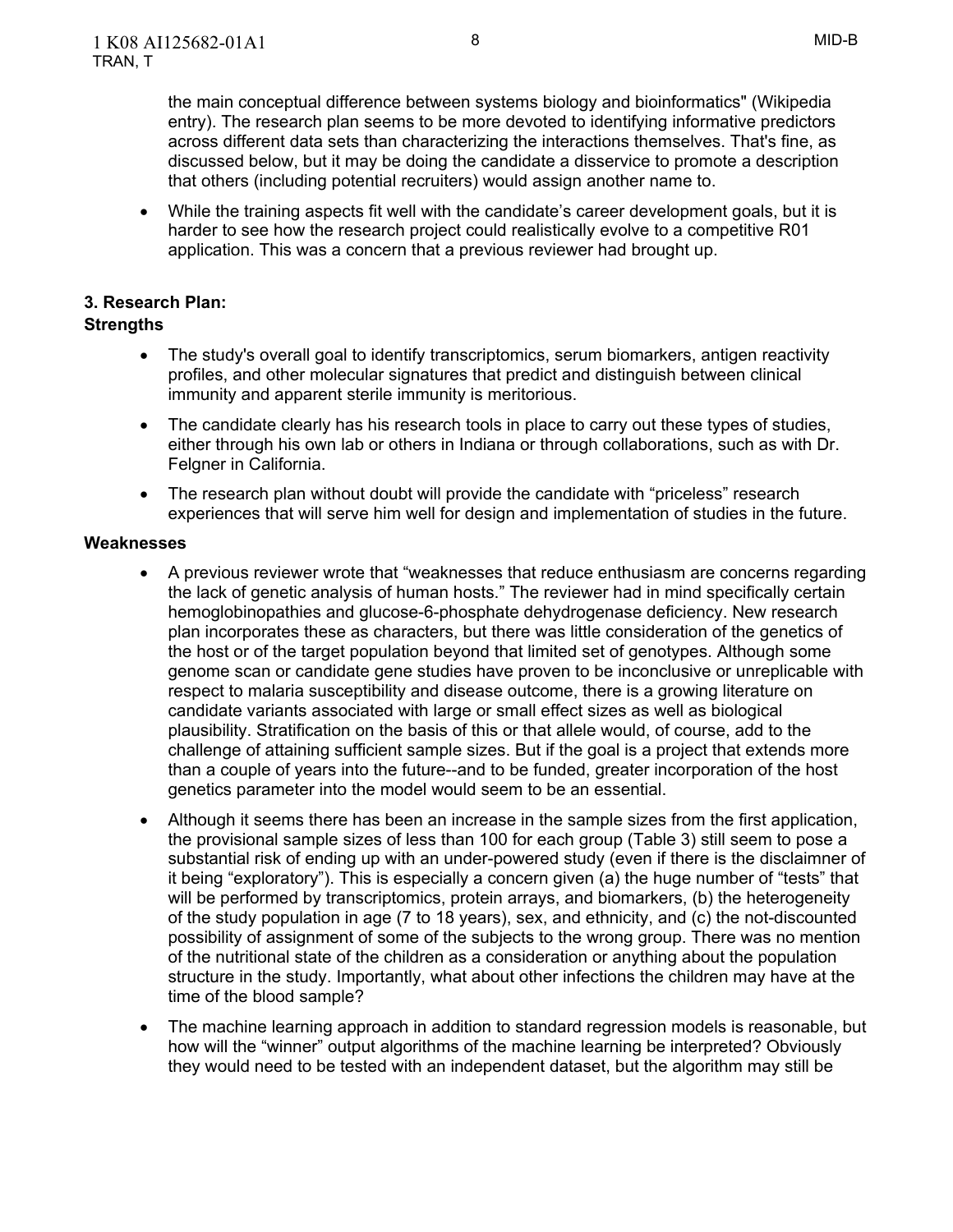the main conceptual difference between systems biology and bioinformatics" (Wikipedia entry). The research plan seems to be more devoted to identifying informative predictors across different data sets than characterizing the interactions themselves. That's fine, as discussed below, but it may be doing the candidate a disservice to promote a description that others (including potential recruiters) would assign another name to.

- While the training aspects fit well with the candidate's career development goals, but it is harder to see how the research project could realistically evolve to a competitive R01 application. This was a concern that a previous reviewer had brought up.

**3. Research Plan:**
**Strengths**

- The study's overall goal to identify transcriptomics, serum biomarkers, antigen reactivity profiles, and other molecular signatures that predict and distinguish between clinical immunity and apparent sterile immunity is meritorious.
- The candidate clearly has his research tools in place to carry out these types of studies, either through his own lab or others in Indiana or through collaborations, such as with Dr. Felgner in California.
- The research plan without doubt will provide the candidate with "priceless" research experiences that will serve him well for design and implementation of studies in the future.

**Weaknesses**

- A previous reviewer wrote that "weaknesses that reduce enthusiasm are concerns regarding the lack of genetic analysis of human hosts." The reviewer had in mind specifically certain hemoglobinopathies and glucose-6-phosphate dehydrogenase deficiency. New research plan incorporates these as characters, but there was little consideration of the genetics of the host or of the target population beyond that limited set of genotypes. Although some genome scan or candidate gene studies have proven to be inconclusive or unreplicable with respect to malaria susceptibility and disease outcome, there is a growing literature on candidate variants associated with large or small effect sizes as well as biological plausibility. Stratification on the basis of this or that allele would, of course, add to the challenge of attaining sufficient sample sizes. But if the goal is a project that extends more than a couple of years into the future--and to be funded, greater incorporation of the host genetics parameter into the model would seem to be an essential.
- Although it seems there has been an increase in the sample sizes from the first application, the provisional sample sizes of less than 100 for each group (Table 3) still seem to pose a substantial risk of ending up with an under-powered study (even if there is the disclaimner of it being "exploratory"). This is especially a concern given (a) the huge number of "tests" that will be performed by transcriptomics, protein arrays, and biomarkers, (b) the heterogeneity of the study population in age (7 to 18 years), sex, and ethnicity, and (c) the not-discounted possibility of assignment of some of the subjects to the wrong group. There was no mention of the nutritional state of the children as a consideration or anything about the population structure in the study. Importantly, what about other infections the children may have at the time of the blood sample?
- The machine learning approach in addition to standard regression models is reasonable, but how will the "winner" output algorithms of the machine learning be interpreted? Obviously they would need to be tested with an independent dataset, but the algorithm may still be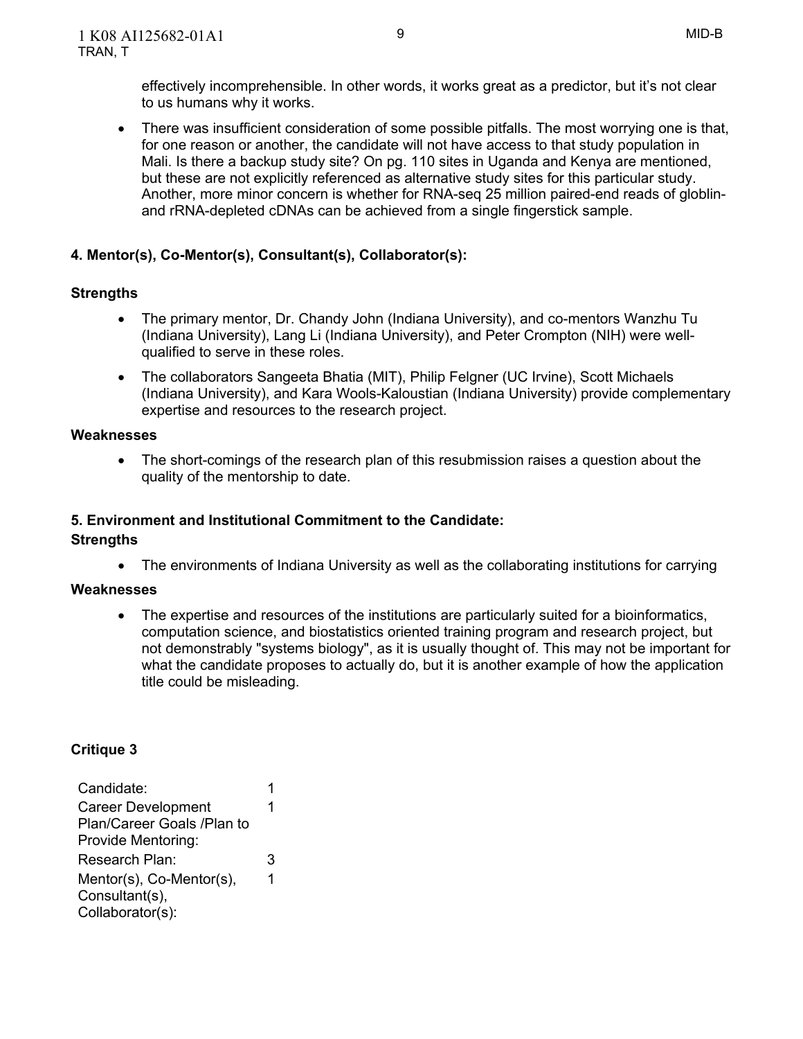effectively incomprehensible. In other words, it works great as a predictor, but it's not clear to us humans why it works.

- There was insufficient consideration of some possible pitfalls. The most worrying one is that, for one reason or another, the candidate will not have access to that study population in Mali. Is there a backup study site? On pg. 110 sites in Uganda and Kenya are mentioned, but these are not explicitly referenced as alternative study sites for this particular study. Another, more minor concern is whether for RNA-seq 25 million paired-end reads of globlin- and rRNA-depleted cDNAs can be achieved from a single fingerstick sample.

**4. Mentor(s), Co-Mentor(s), Consultant(s), Collaborator(s):**

**Strengths**

- The primary mentor, Dr. Chandy John (Indiana University), and co-mentors Wanzhu Tu (Indiana University), Lang Li (Indiana University), and Peter Crompton (NIH) were well-qualified to serve in these roles.
- The collaborators Sangeeta Bhatia (MIT), Philip Felgner (UC Irvine), Scott Michaels (Indiana University), and Kara Wools-Kaloustian (Indiana University) provide complementary expertise and resources to the research project.

**Weaknesses**

- The short-comings of the research plan of this resubmission raises a question about the quality of the mentorship to date.

**5. Environment and Institutional Commitment to the Candidate:**

**Strengths**

- The environments of Indiana University as well as the collaborating institutions for carrying

**Weaknesses**

- The expertise and resources of the institutions are particularly suited for a bioinformatics, computation science, and biostatistics oriented training program and research project, but not demonstrably "systems biology", as it is usually thought of. This may not be important for what the candidate proposes to actually do, but it is another example of how the application title could be misleading.

**Critique 3**

| | |
|---|---|
| Candidate: | 1 |
| Career Development Plan/Career Goals /Plan to Provide Mentoring: | 1 |
| Research Plan: | 3 |
| Mentor(s), Co-Mentor(s), Consultant(s), Collaborator(s): | 1 |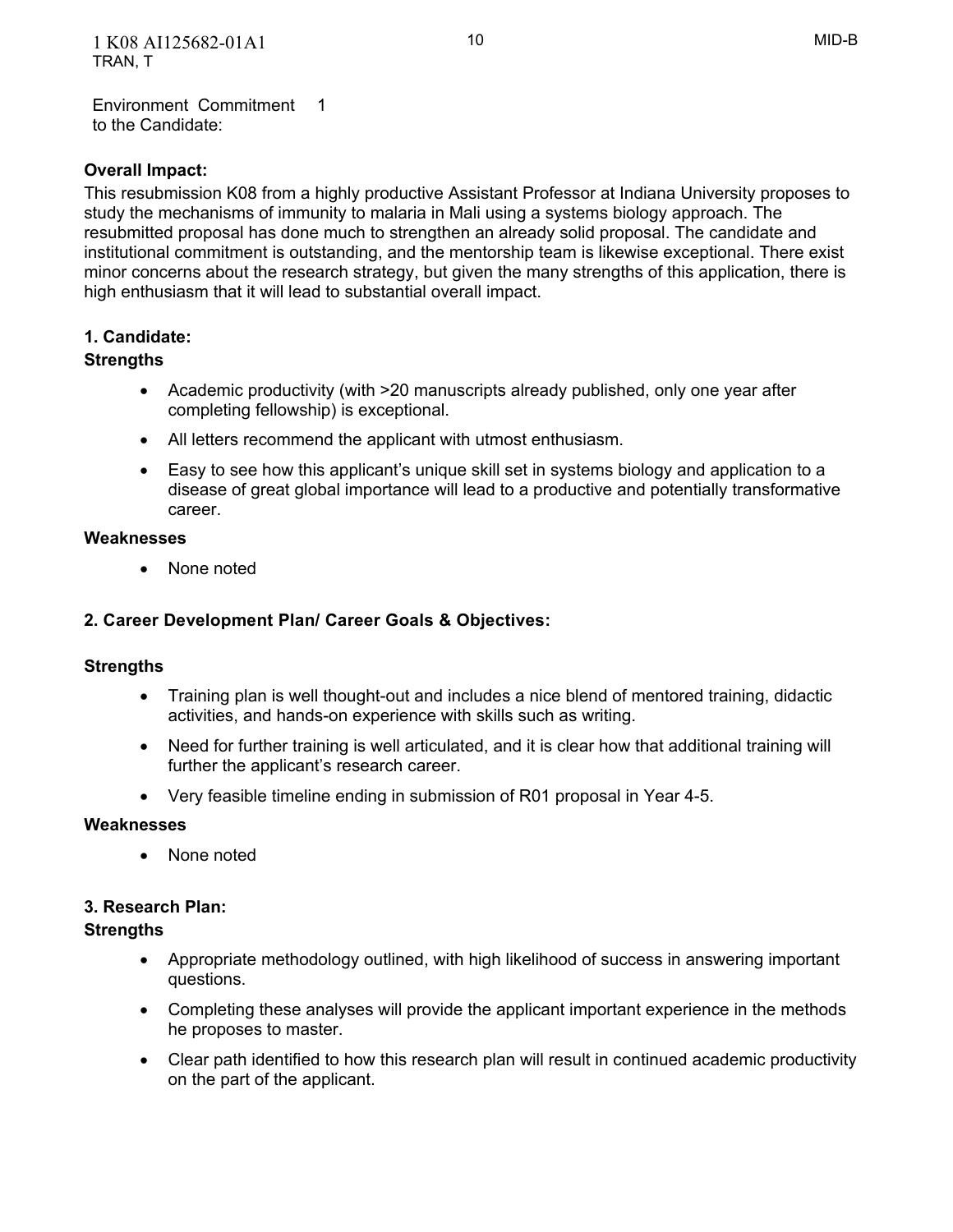Environment Commitment to the Candidate: 1

**Overall Impact:**

This resubmission K08 from a highly productive Assistant Professor at Indiana University proposes to study the mechanisms of immunity to malaria in Mali using a systems biology approach. The resubmitted proposal has done much to strengthen an already solid proposal. The candidate and institutional commitment is outstanding, and the mentorship team is likewise exceptional. There exist minor concerns about the research strategy, but given the many strengths of this application, there is high enthusiasm that it will lead to substantial overall impact.

**1. Candidate:**

**Strengths**

- Academic productivity (with >20 manuscripts already published, only one year after completing fellowship) is exceptional.
- All letters recommend the applicant with utmost enthusiasm.
- Easy to see how this applicant's unique skill set in systems biology and application to a disease of great global importance will lead to a productive and potentially transformative career.

**Weaknesses**

- None noted

**2. Career Development Plan/ Career Goals & Objectives:**

**Strengths**

- Training plan is well thought-out and includes a nice blend of mentored training, didactic activities, and hands-on experience with skills such as writing.
- Need for further training is well articulated, and it is clear how that additional training will further the applicant's research career.
- Very feasible timeline ending in submission of R01 proposal in Year 4-5.

**Weaknesses**

- None noted

**3. Research Plan:**

**Strengths**

- Appropriate methodology outlined, with high likelihood of success in answering important questions.
- Completing these analyses will provide the applicant important experience in the methods he proposes to master.
- Clear path identified to how this research plan will result in continued academic productivity on the part of the applicant.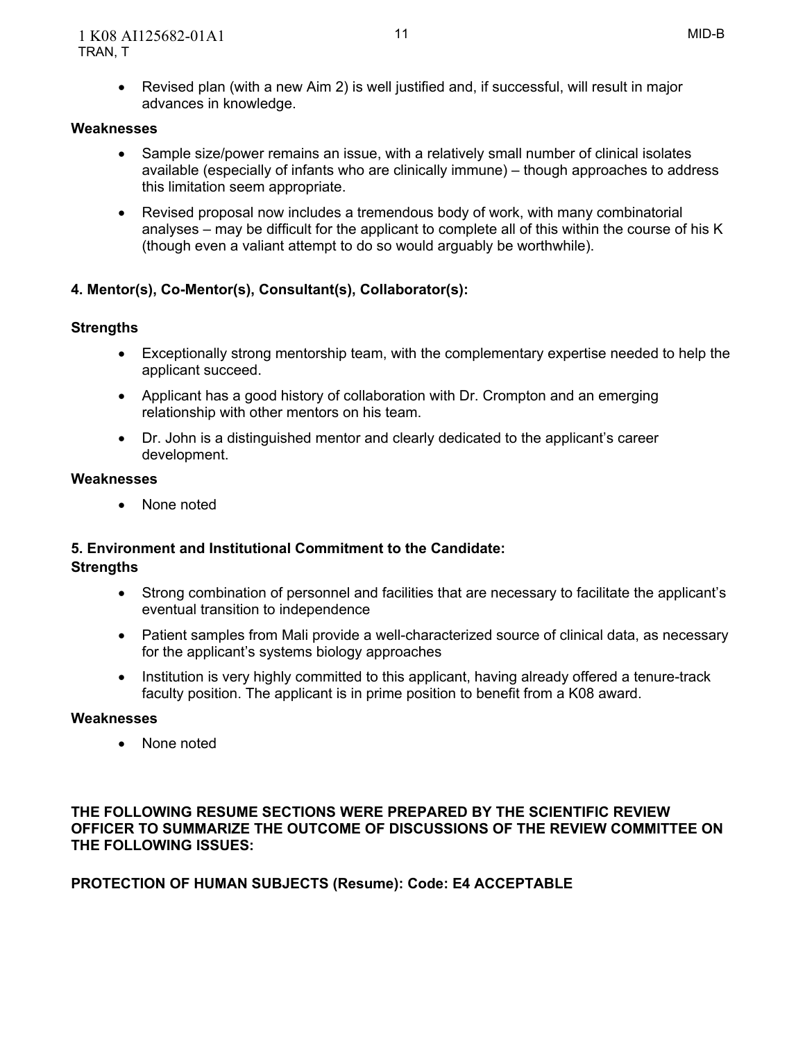- Revised plan (with a new Aim 2) is well justified and, if successful, will result in major advances in knowledge.

**Weaknesses**

- Sample size/power remains an issue, with a relatively small number of clinical isolates available (especially of infants who are clinically immune) – though approaches to address this limitation seem appropriate.
- Revised proposal now includes a tremendous body of work, with many combinatorial analyses – may be difficult for the applicant to complete all of this within the course of his K (though even a valiant attempt to do so would arguably be worthwhile).

**4. Mentor(s), Co-Mentor(s), Consultant(s), Collaborator(s):**

**Strengths**

- Exceptionally strong mentorship team, with the complementary expertise needed to help the applicant succeed.
- Applicant has a good history of collaboration with Dr. Crompton and an emerging relationship with other mentors on his team.
- Dr. John is a distinguished mentor and clearly dedicated to the applicant's career development.

**Weaknesses**

- None noted

**5. Environment and Institutional Commitment to the Candidate:**

**Strengths**

- Strong combination of personnel and facilities that are necessary to facilitate the applicant's eventual transition to independence
- Patient samples from Mali provide a well-characterized source of clinical data, as necessary for the applicant's systems biology approaches
- Institution is very highly committed to this applicant, having already offered a tenure-track faculty position. The applicant is in prime position to benefit from a K08 award.

**Weaknesses**

- None noted

**THE FOLLOWING RESUME SECTIONS WERE PREPARED BY THE SCIENTIFIC REVIEW OFFICER TO SUMMARIZE THE OUTCOME OF DISCUSSIONS OF THE REVIEW COMMITTEE ON THE FOLLOWING ISSUES:**

**PROTECTION OF HUMAN SUBJECTS (Resume): Code: E4 ACCEPTABLE**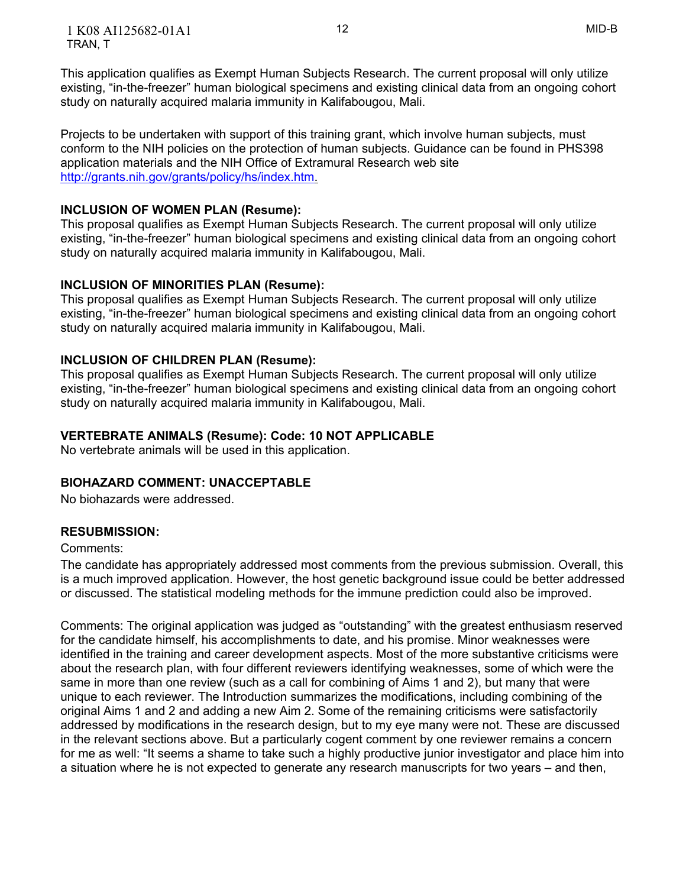This application qualifies as Exempt Human Subjects Research. The current proposal will only utilize existing, “in-the-freezer” human biological specimens and existing clinical data from an ongoing cohort study on naturally acquired malaria immunity in Kalifabougou, Mali.

Projects to be undertaken with support of this training grant, which involve human subjects, must conform to the NIH policies on the protection of human subjects. Guidance can be found in PHS398 application materials and the NIH Office of Extramural Research web site http://grants.nih.gov/grants/policy/hs/index.htm.

**INCLUSION OF WOMEN PLAN (Resume):**
This proposal qualifies as Exempt Human Subjects Research. The current proposal will only utilize existing, “in-the-freezer” human biological specimens and existing clinical data from an ongoing cohort study on naturally acquired malaria immunity in Kalifabougou, Mali.

**INCLUSION OF MINORITIES PLAN (Resume):**
This proposal qualifies as Exempt Human Subjects Research. The current proposal will only utilize existing, “in-the-freezer” human biological specimens and existing clinical data from an ongoing cohort study on naturally acquired malaria immunity in Kalifabougou, Mali.

**INCLUSION OF CHILDREN PLAN (Resume):**
This proposal qualifies as Exempt Human Subjects Research. The current proposal will only utilize existing, “in-the-freezer” human biological specimens and existing clinical data from an ongoing cohort study on naturally acquired malaria immunity in Kalifabougou, Mali.

**VERTEBRATE ANIMALS (Resume): Code: 10 NOT APPLICABLE**
No vertebrate animals will be used in this application.

**BIOHAZARD COMMENT: UNACCEPTABLE**
No biohazards were addressed.

**RESUBMISSION:**
Comments:
The candidate has appropriately addressed most comments from the previous submission. Overall, this is a much improved application. However, the host genetic background issue could be better addressed or discussed. The statistical modeling methods for the immune prediction could also be improved.

Comments: The original application was judged as “outstanding” with the greatest enthusiasm reserved for the candidate himself, his accomplishments to date, and his promise. Minor weaknesses were identified in the training and career development aspects. Most of the more substantive criticisms were about the research plan, with four different reviewers identifying weaknesses, some of which were the same in more than one review (such as a call for combining of Aims 1 and 2), but many that were unique to each reviewer. The Introduction summarizes the modifications, including combining of the original Aims 1 and 2 and adding a new Aim 2. Some of the remaining criticisms were satisfactorily addressed by modifications in the research design, but to my eye many were not. These are discussed in the relevant sections above. But a particularly cogent comment by one reviewer remains a concern for me as well: “It seems a shame to take such a highly productive junior investigator and place him into a situation where he is not expected to generate any research manuscripts for two years – and then,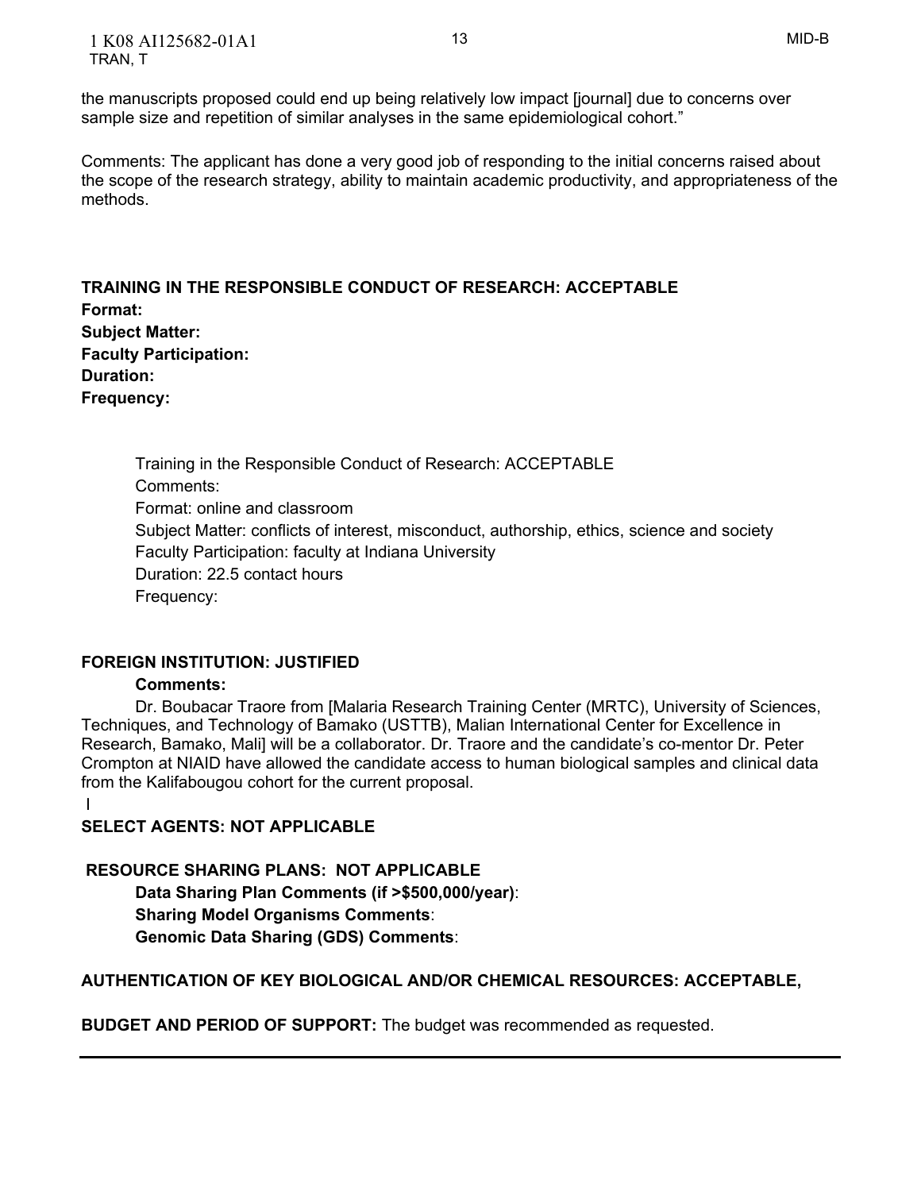the manuscripts proposed could end up being relatively low impact [journal] due to concerns over sample size and repetition of similar analyses in the same epidemiological cohort."

Comments: The applicant has done a very good job of responding to the initial concerns raised about the scope of the research strategy, ability to maintain academic productivity, and appropriateness of the methods.

**TRAINING IN THE RESPONSIBLE CONDUCT OF RESEARCH: ACCEPTABLE**
**Format:**
**Subject Matter:**
**Faculty Participation:**
**Duration:**
**Frequency:**

Training in the Responsible Conduct of Research: ACCEPTABLE
Comments:
Format: online and classroom
Subject Matter: conflicts of interest, misconduct, authorship, ethics, science and society
Faculty Participation: faculty at Indiana University
Duration: 22.5 contact hours
Frequency:

**FOREIGN INSTITUTION: JUSTIFIED**

**Comments:**

Dr. Boubacar Traore from [Malaria Research Training Center (MRTC), University of Sciences, Techniques, and Technology of Bamako (USTTB), Malian International Center for Excellence in Research, Bamako, Mali] will be a collaborator. Dr. Traore and the candidate's co-mentor Dr. Peter Crompton at NIAID have allowed the candidate access to human biological samples and clinical data from the Kalifabougou cohort for the current proposal.

**SELECT AGENTS: NOT APPLICABLE**

**RESOURCE SHARING PLANS: NOT APPLICABLE**

**Data Sharing Plan Comments (if >$500,000/year)**:
**Sharing Model Organisms Comments**:
**Genomic Data Sharing (GDS) Comments**:

**AUTHENTICATION OF KEY BIOLOGICAL AND/OR CHEMICAL RESOURCES: ACCEPTABLE,**

**BUDGET AND PERIOD OF SUPPORT:** The budget was recommended as requested.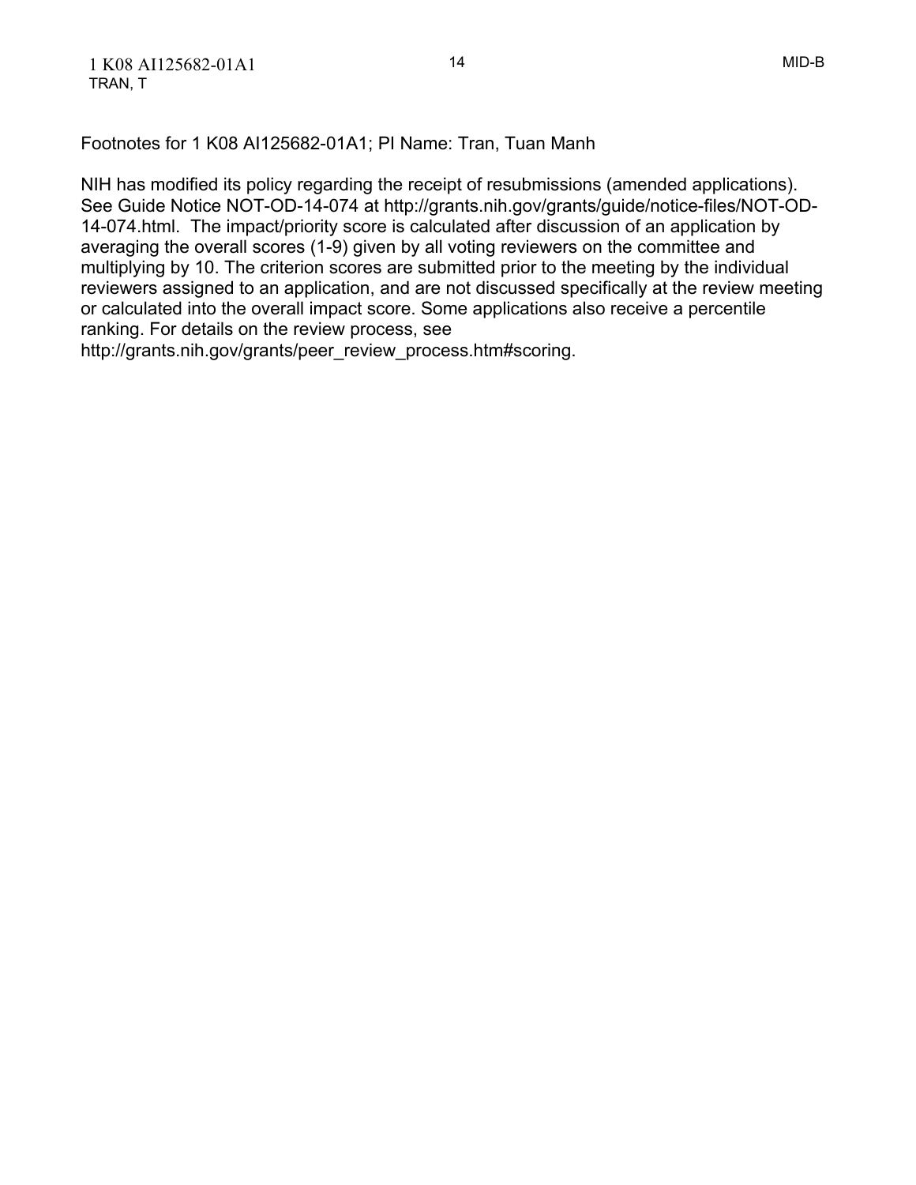Footnotes for 1 K08 AI125682-01A1; PI Name: Tran, Tuan Manh

NIH has modified its policy regarding the receipt of resubmissions (amended applications). See Guide Notice NOT-OD-14-074 at http://grants.nih.gov/grants/guide/notice-files/NOT-OD-14-074.html. The impact/priority score is calculated after discussion of an application by averaging the overall scores (1-9) given by all voting reviewers on the committee and multiplying by 10. The criterion scores are submitted prior to the meeting by the individual reviewers assigned to an application, and are not discussed specifically at the review meeting or calculated into the overall impact score. Some applications also receive a percentile ranking. For details on the review process, see http://grants.nih.gov/grants/peer_review_process.htm#scoring.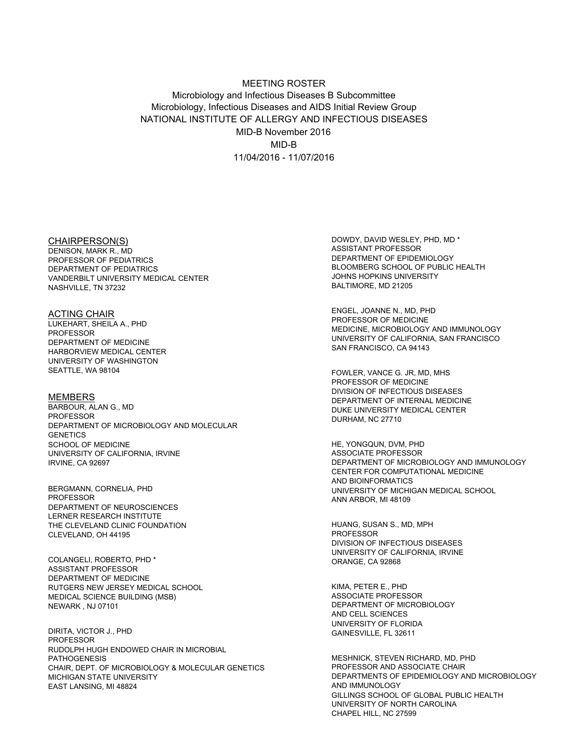MEETING ROSTER

Microbiology and Infectious Diseases B Subcommittee

Microbiology, Infectious Diseases and AIDS Initial Review Group

NATIONAL INSTITUTE OF ALLERGY AND INFECTIOUS DISEASES

MID-B November 2016

MID-B

11/04/2016 - 11/07/2016

## CHAIRPERSON(S)

DENISON, MARK R., MD
PROFESSOR OF PEDIATRICS
DEPARTMENT OF PEDIATRICS
VANDERBILT UNIVERSITY MEDICAL CENTER
NASHVILLE, TN 37232

## ACTING CHAIR

LUKEHART, SHEILA A., PHD
PROFESSOR
DEPARTMENT OF MEDICINE
HARBORVIEW MEDICAL CENTER
UNIVERSITY OF WASHINGTON
SEATTLE, WA 98104

## MEMBERS

BARBOUR, ALAN G., MD
PROFESSOR
DEPARTMENT OF MICROBIOLOGY AND MOLECULAR GENETICS
SCHOOL OF MEDICINE
UNIVERSITY OF CALIFORNIA, IRVINE
IRVINE, CA 92697

BERGMANN, CORNELIA, PHD
PROFESSOR
DEPARTMENT OF NEUROSCIENCES
LERNER RESEARCH INSTITUTE
THE CLEVELAND CLINIC FOUNDATION
CLEVELAND, OH 44195

COLANGELI, ROBERTO, PHD *
ASSISTANT PROFESSOR
DEPARTMENT OF MEDICINE
RUTGERS NEW JERSEY MEDICAL SCHOOL
MEDICAL SCIENCE BUILDING (MSB)
NEWARK , NJ 07101

DIRITA, VICTOR J., PHD
PROFESSOR
RUDOLPH HUGH ENDOWED CHAIR IN MICROBIAL PATHOGENESIS
CHAIR, DEPT. OF MICROBIOLOGY & MOLECULAR GENETICS
MICHIGAN STATE UNIVERSITY
EAST LANSING, MI 48824

DOWDY, DAVID WESLEY, PHD, MD *
ASSISTANT PROFESSOR
DEPARTMENT OF EPIDEMIOLOGY
BLOOMBERG SCHOOL OF PUBLIC HEALTH
JOHNS HOPKINS UNIVERSITY
BALTIMORE, MD 21205

ENGEL, JOANNE N., MD, PHD
PROFESSOR OF MEDICINE
MEDICINE, MICROBIOLOGY AND IMMUNOLOGY
UNIVERSITY OF CALIFORNIA, SAN FRANCISCO
SAN FRANCISCO, CA 94143

FOWLER, VANCE G. JR, MD, MHS
PROFESSOR OF MEDICINE
DIVISION OF INFECTIOUS DISEASES
DEPARTMENT OF INTERNAL MEDICINE
DUKE UNIVERSITY MEDICAL CENTER
DURHAM, NC 27710

HE, YONGQUN, DVM, PHD
ASSOCIATE PROFESSOR
DEPARTMENT OF MICROBIOLOGY AND IMMUNOLOGY
CENTER FOR COMPUTATIONAL MEDICINE AND BIOINFORMATICS
UNIVERSITY OF MICHIGAN MEDICAL SCHOOL
ANN ARBOR, MI 48109

HUANG, SUSAN S., MD, MPH
PROFESSOR
DIVISION OF INFECTIOUS DISEASES
UNIVERSITY OF CALIFORNIA, IRVINE
ORANGE, CA 92868

KIMA, PETER E., PHD
ASSOCIATE PROFESSOR
DEPARTMENT OF MICROBIOLOGY AND CELL SCIENCES
UNIVERSITY OF FLORIDA
GAINESVILLE, FL 32611

MESHNICK, STEVEN RICHARD, MD, PHD
PROFESSOR AND ASSOCIATE CHAIR
DEPARTMENTS OF EPIDEMIOLOGY AND MICROBIOLOGY AND IMMUNOLOGY
GILLINGS SCHOOL OF GLOBAL PUBLIC HEALTH
UNIVERSITY OF NORTH CAROLINA
CHAPEL HILL, NC 27599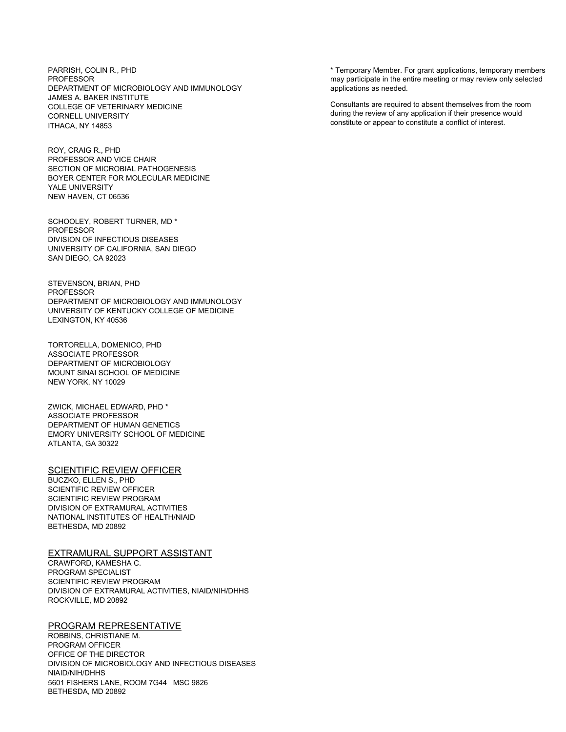PARRISH, COLIN R., PHD
PROFESSOR
DEPARTMENT OF MICROBIOLOGY AND IMMUNOLOGY
JAMES A. BAKER INSTITUTE
COLLEGE OF VETERINARY MEDICINE
CORNELL UNIVERSITY
ITHACA, NY 14853

ROY, CRAIG R., PHD
PROFESSOR AND VICE CHAIR
SECTION OF MICROBIAL PATHOGENESIS
BOYER CENTER FOR MOLECULAR MEDICINE
YALE UNIVERSITY
NEW HAVEN, CT 06536

SCHOOLEY, ROBERT TURNER, MD *
PROFESSOR
DIVISION OF INFECTIOUS DISEASES
UNIVERSITY OF CALIFORNIA, SAN DIEGO
SAN DIEGO, CA 92023

STEVENSON, BRIAN, PHD
PROFESSOR
DEPARTMENT OF MICROBIOLOGY AND IMMUNOLOGY
UNIVERSITY OF KENTUCKY COLLEGE OF MEDICINE
LEXINGTON, KY 40536

TORTORELLA, DOMENICO, PHD
ASSOCIATE PROFESSOR
DEPARTMENT OF MICROBIOLOGY
MOUNT SINAI SCHOOL OF MEDICINE
NEW YORK, NY 10029

ZWICK, MICHAEL EDWARD, PHD *
ASSOCIATE PROFESSOR
DEPARTMENT OF HUMAN GENETICS
EMORY UNIVERSITY SCHOOL OF MEDICINE
ATLANTA, GA 30322

## SCIENTIFIC REVIEW OFFICER

BUCZKO, ELLEN S., PHD
SCIENTIFIC REVIEW OFFICER
SCIENTIFIC REVIEW PROGRAM
DIVISION OF EXTRAMURAL ACTIVITIES
NATIONAL INSTITUTES OF HEALTH/NIAID
BETHESDA, MD 20892

## EXTRAMURAL SUPPORT ASSISTANT

CRAWFORD, KAMESHA C.
PROGRAM SPECIALIST
SCIENTIFIC REVIEW PROGRAM
DIVISION OF EXTRAMURAL ACTIVITIES, NIAID/NIH/DHHS
ROCKVILLE, MD 20892

## PROGRAM REPRESENTATIVE

ROBBINS, CHRISTIANE M.
PROGRAM OFFICER
OFFICE OF THE DIRECTOR
DIVISION OF MICROBIOLOGY AND INFECTIOUS DISEASES
NIAID/NIH/DHHS
5601 FISHERS LANE, ROOM 7G44 MSC 9826
BETHESDA, MD 20892

* Temporary Member. For grant applications, temporary members may participate in the entire meeting or may review only selected applications as needed.

Consultants are required to absent themselves from the room during the review of any application if their presence would constitute or appear to constitute a conflict of interest.